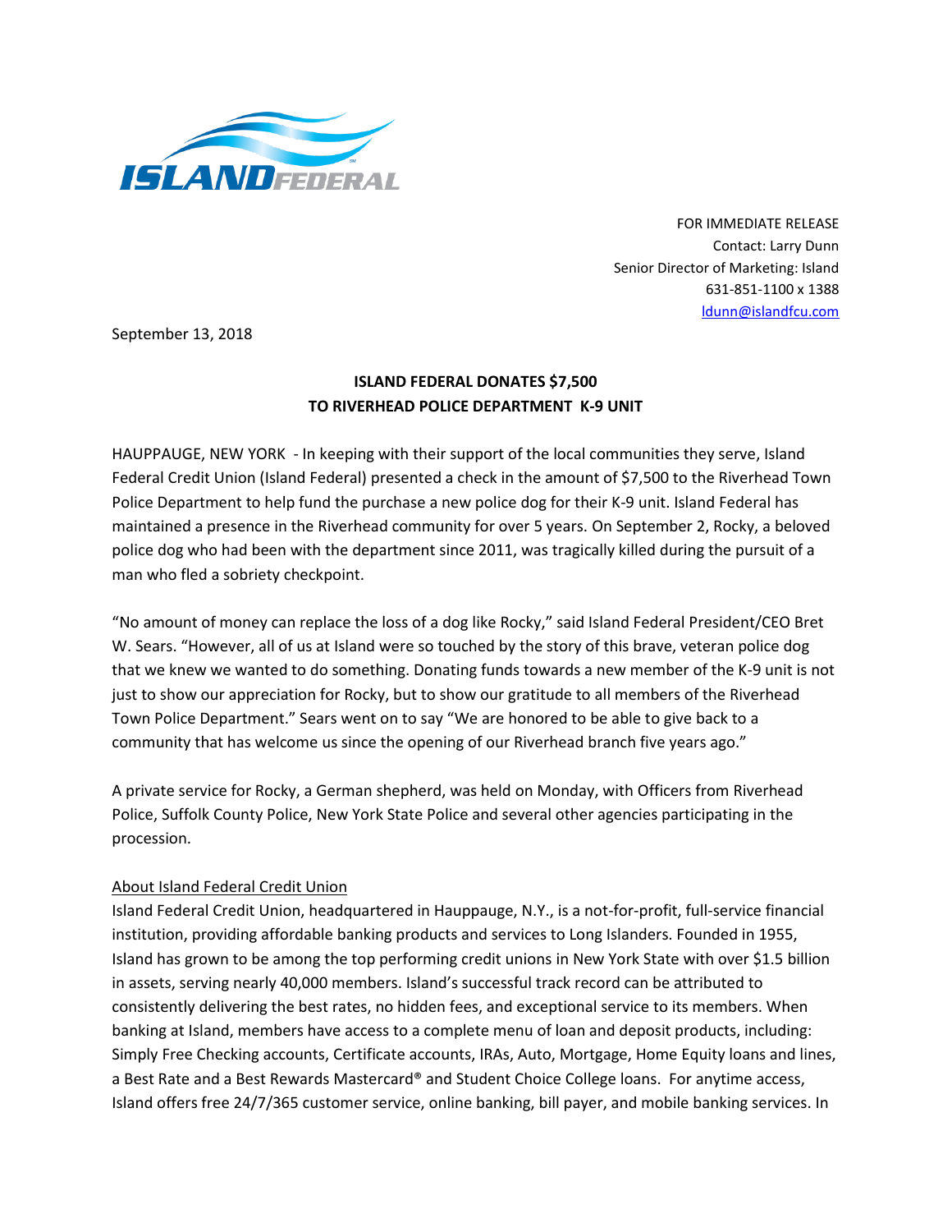ISLAND FEDERAL

FOR IMMEDIATE RELEASE
Contact: Larry Dunn
Senior Director of Marketing: Island
631-851-1100 x 1388
ldunn@islandfcu.com

September 13, 2018

**ISLAND FEDERAL DONATES $7,500**
**TO RIVERHEAD POLICE DEPARTMENT K-9 UNIT**

HAUPPAUGE, NEW YORK - In keeping with their support of the local communities they serve, Island Federal Credit Union (Island Federal) presented a check in the amount of $7,500 to the Riverhead Town Police Department to help fund the purchase a new police dog for their K-9 unit. Island Federal has maintained a presence in the Riverhead community for over 5 years. On September 2, Rocky, a beloved police dog who had been with the department since 2011, was tragically killed during the pursuit of a man who fled a sobriety checkpoint.

"No amount of money can replace the loss of a dog like Rocky," said Island Federal President/CEO Bret W. Sears. "However, all of us at Island were so touched by the story of this brave, veteran police dog that we knew we wanted to do something. Donating funds towards a new member of the K-9 unit is not just to show our appreciation for Rocky, but to show our gratitude to all members of the Riverhead Town Police Department." Sears went on to say "We are honored to be able to give back to a community that has welcome us since the opening of our Riverhead branch five years ago."

A private service for Rocky, a German shepherd, was held on Monday, with Officers from Riverhead Police, Suffolk County Police, New York State Police and several other agencies participating in the procession.

About Island Federal Credit Union

Island Federal Credit Union, headquartered in Hauppauge, N.Y., is a not-for-profit, full-service financial institution, providing affordable banking products and services to Long Islanders. Founded in 1955, Island has grown to be among the top performing credit unions in New York State with over $1.5 billion in assets, serving nearly 40,000 members. Island's successful track record can be attributed to consistently delivering the best rates, no hidden fees, and exceptional service to its members. When banking at Island, members have access to a complete menu of loan and deposit products, including: Simply Free Checking accounts, Certificate accounts, IRAs, Auto, Mortgage, Home Equity loans and lines, a Best Rate and a Best Rewards Mastercard® and Student Choice College loans. For anytime access, Island offers free 24/7/365 customer service, online banking, bill payer, and mobile banking services. In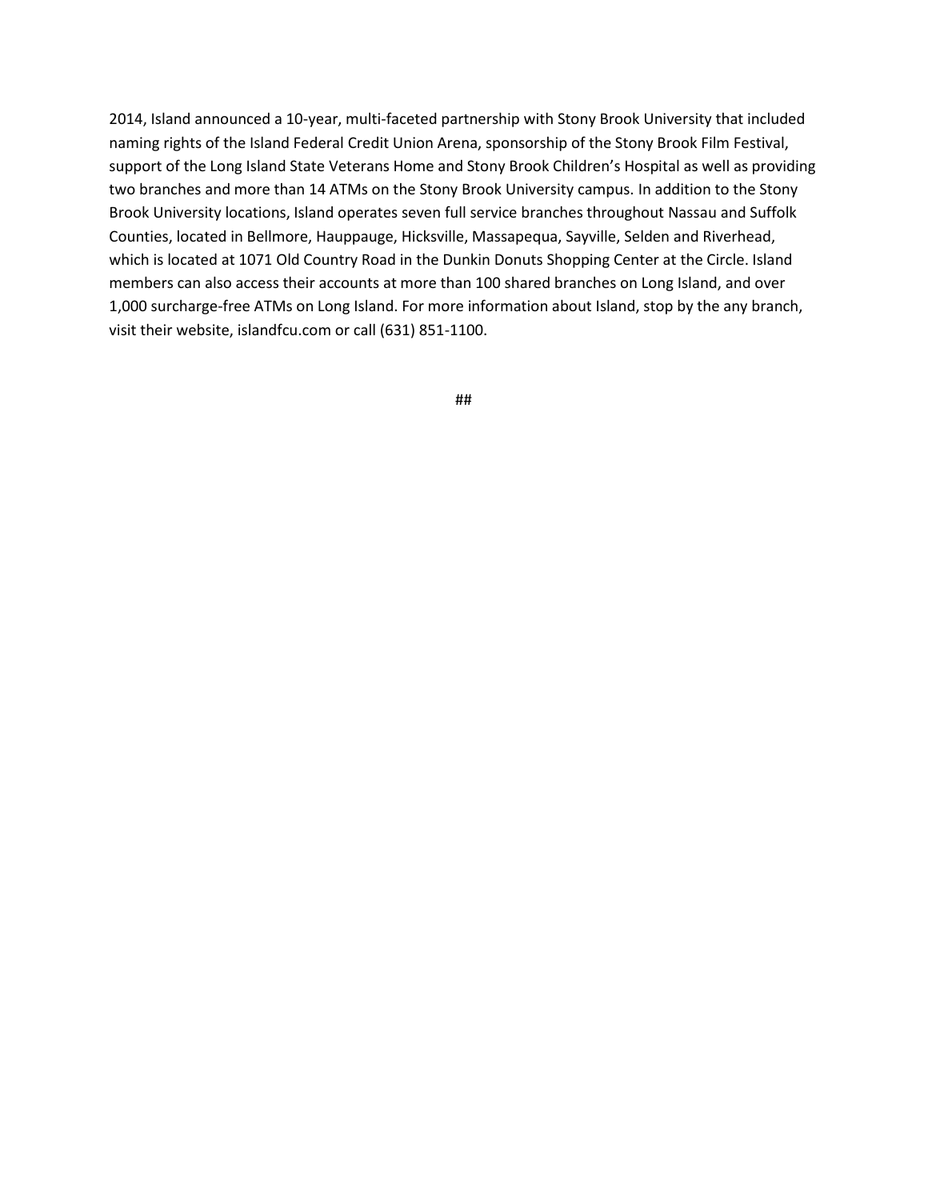2014, Island announced a 10-year, multi-faceted partnership with Stony Brook University that included naming rights of the Island Federal Credit Union Arena, sponsorship of the Stony Brook Film Festival, support of the Long Island State Veterans Home and Stony Brook Children's Hospital as well as providing two branches and more than 14 ATMs on the Stony Brook University campus. In addition to the Stony Brook University locations, Island operates seven full service branches throughout Nassau and Suffolk Counties, located in Bellmore, Hauppauge, Hicksville, Massapequa, Sayville, Selden and Riverhead, which is located at 1071 Old Country Road in the Dunkin Donuts Shopping Center at the Circle. Island members can also access their accounts at more than 100 shared branches on Long Island, and over 1,000 surcharge-free ATMs on Long Island. For more information about Island, stop by the any branch, visit their website, islandfcu.com or call (631) 851-1100.

##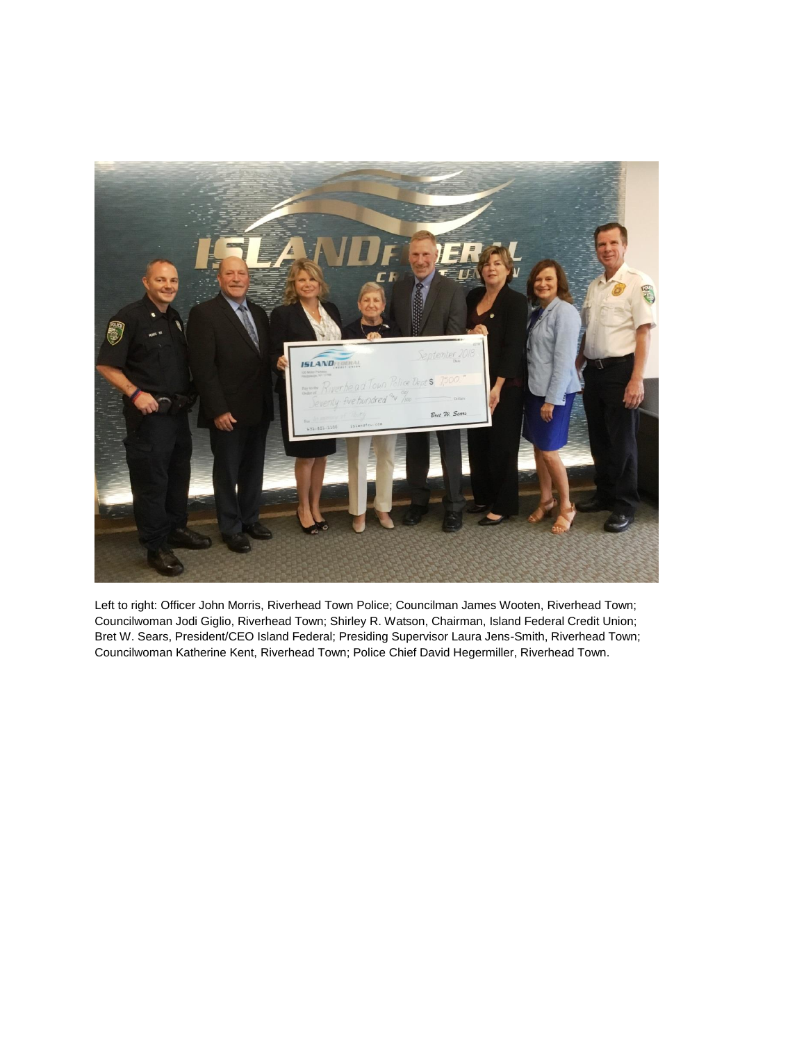Left to right: Officer John Morris, Riverhead Town Police; Councilman James Wooten, Riverhead Town; Councilwoman Jodi Giglio, Riverhead Town; Shirley R. Watson, Chairman, Island Federal Credit Union; Bret W. Sears, President/CEO Island Federal; Presiding Supervisor Laura Jens-Smith, Riverhead Town; Councilwoman Katherine Kent, Riverhead Town; Police Chief David Hegermiller, Riverhead Town.